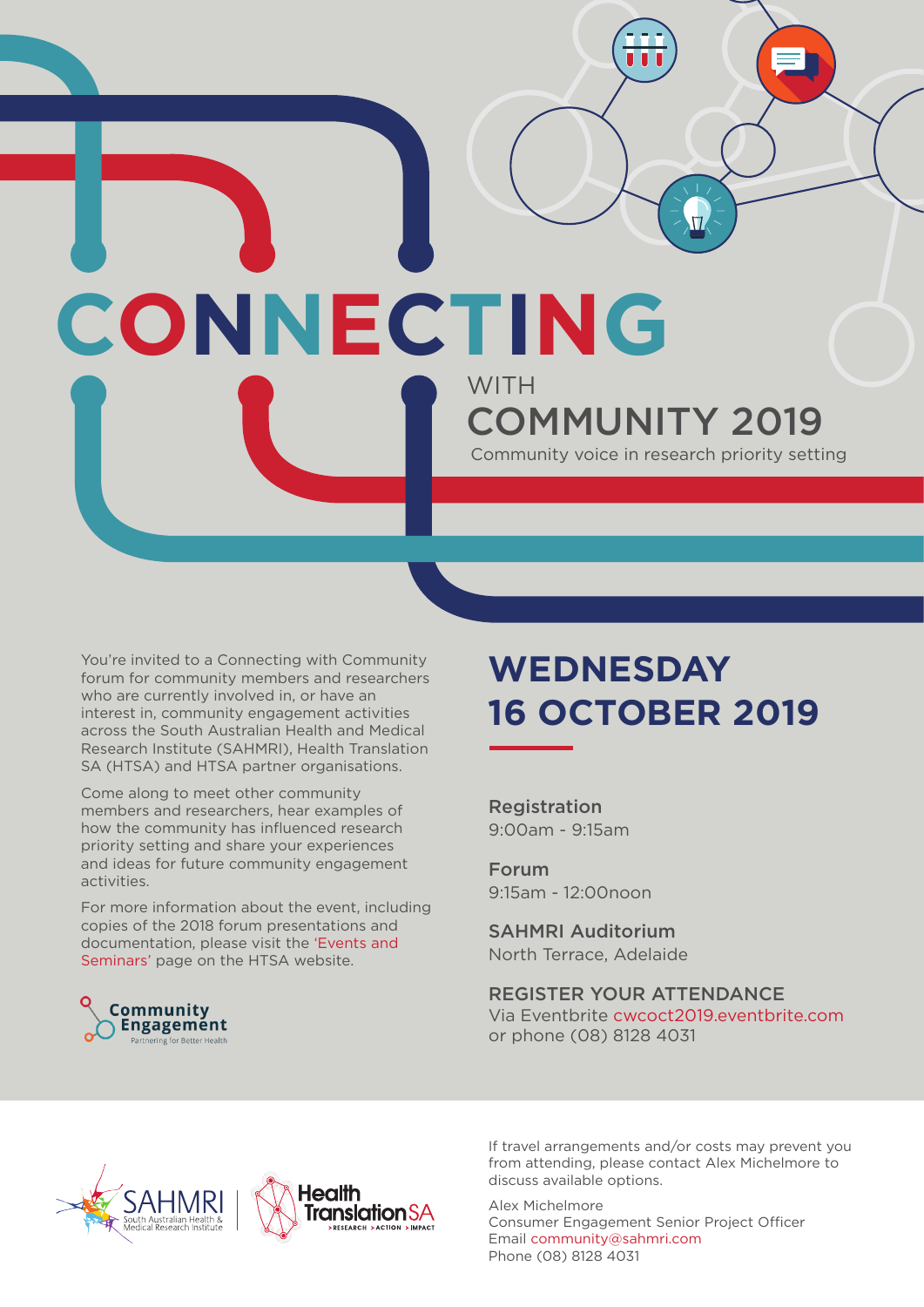# CONNECTING

WITH

## COMMUNITY 2019

Community voice in research priority setting

You're invited to a Connecting with Community forum for community members and researchers who are currently involved in, or have an interest in, community engagement activities across the South Australian Health and Medical Research Institute (SAHMRI), Health Translation SA (HTSA) and HTSA partner organisations.

Come along to meet other community members and researchers, hear examples of how the community has influenced research priority setting and share your experiences and ideas for future community engagement activities.

For more information about the event, including copies of the 2018 forum presentations and documentation, please visit the 'Events and Seminars' page on the HTSA website.

Community Engagement
Partnering for Better Health

## WEDNESDAY 16 OCTOBER 2019

**Registration**
9:00am - 9:15am

**Forum**
9:15am - 12:00noon

**SAHMRI Auditorium**
North Terrace, Adelaide

**REGISTER YOUR ATTENDANCE**
Via Eventbrite cwcoct2019.eventbrite.com
or phone (08) 8128 4031

SAHMRI South Australian Health & Medical Research Institute

Health Translation SA >RESEARCH >ACTION >IMPACT

If travel arrangements and/or costs may prevent you from attending, please contact Alex Michelmore to discuss available options.

Alex Michelmore
Consumer Engagement Senior Project Officer
Email community@sahmri.com
Phone (08) 8128 4031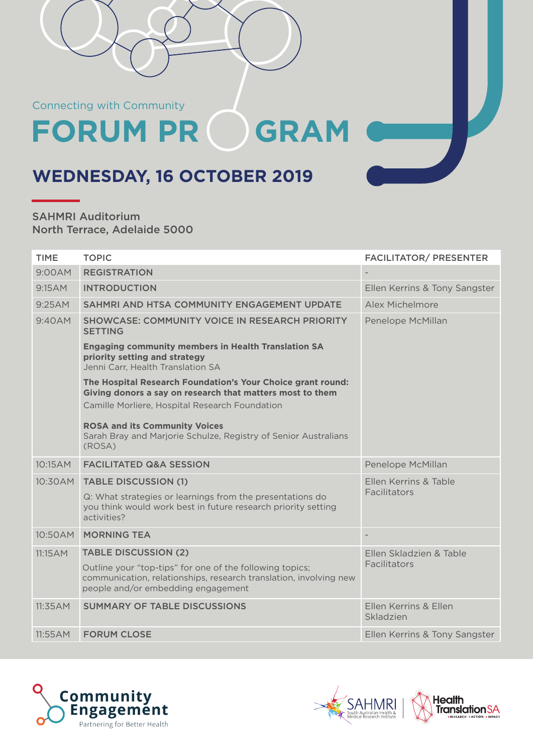Connecting with Community

# FORUM PROGRAM

## WEDNESDAY, 16 OCTOBER 2019

SAHMRI Auditorium
North Terrace, Adelaide 5000

| TIME | TOPIC | FACILITATOR/ PRESENTER |
|---|---|---|
| 9:00AM | REGISTRATION | - |
| 9:15AM | INTRODUCTION | Ellen Kerrins & Tony Sangster |
| 9:25AM | SAHMRI AND HTSA COMMUNITY ENGAGEMENT UPDATE | Alex Michelmore |
| 9:40AM | SHOWCASE: COMMUNITY VOICE IN RESEARCH PRIORITY SETTING<br>**Engaging community members in Health Translation SA priority setting and strategy**<br>Jenni Carr, Health Translation SA<br>**The Hospital Research Foundation's Your Choice grant round: Giving donors a say on research that matters most to them**<br>Camille Morliere, Hospital Research Foundation<br>**ROSA and its Community Voices**<br>Sarah Bray and Marjorie Schulze, Registry of Senior Australians (ROSA) | Penelope McMillan |
| 10:15AM | FACILITATED Q&A SESSION | Penelope McMillan |
| 10:30AM | TABLE DISCUSSION (1)<br>Q: What strategies or learnings from the presentations do you think would work best in future research priority setting activities? | Ellen Kerrins & Table Facilitators |
| 10:50AM | MORNING TEA | - |
| 11:15AM | TABLE DISCUSSION (2)<br>Outline your "top-tips" for one of the following topics; communication, relationships, research translation, involving new people and/or embedding engagement | Ellen Skladzien & Table Facilitators |
| 11:35AM | SUMMARY OF TABLE DISCUSSIONS | Ellen Kerrins & Ellen Skladzien |
| 11:55AM | FORUM CLOSE | Ellen Kerrins & Tony Sangster |

Community Engagement
Partnering for Better Health

SAHMRI South Australian Health & Medical Research Institute | Health Translation SA